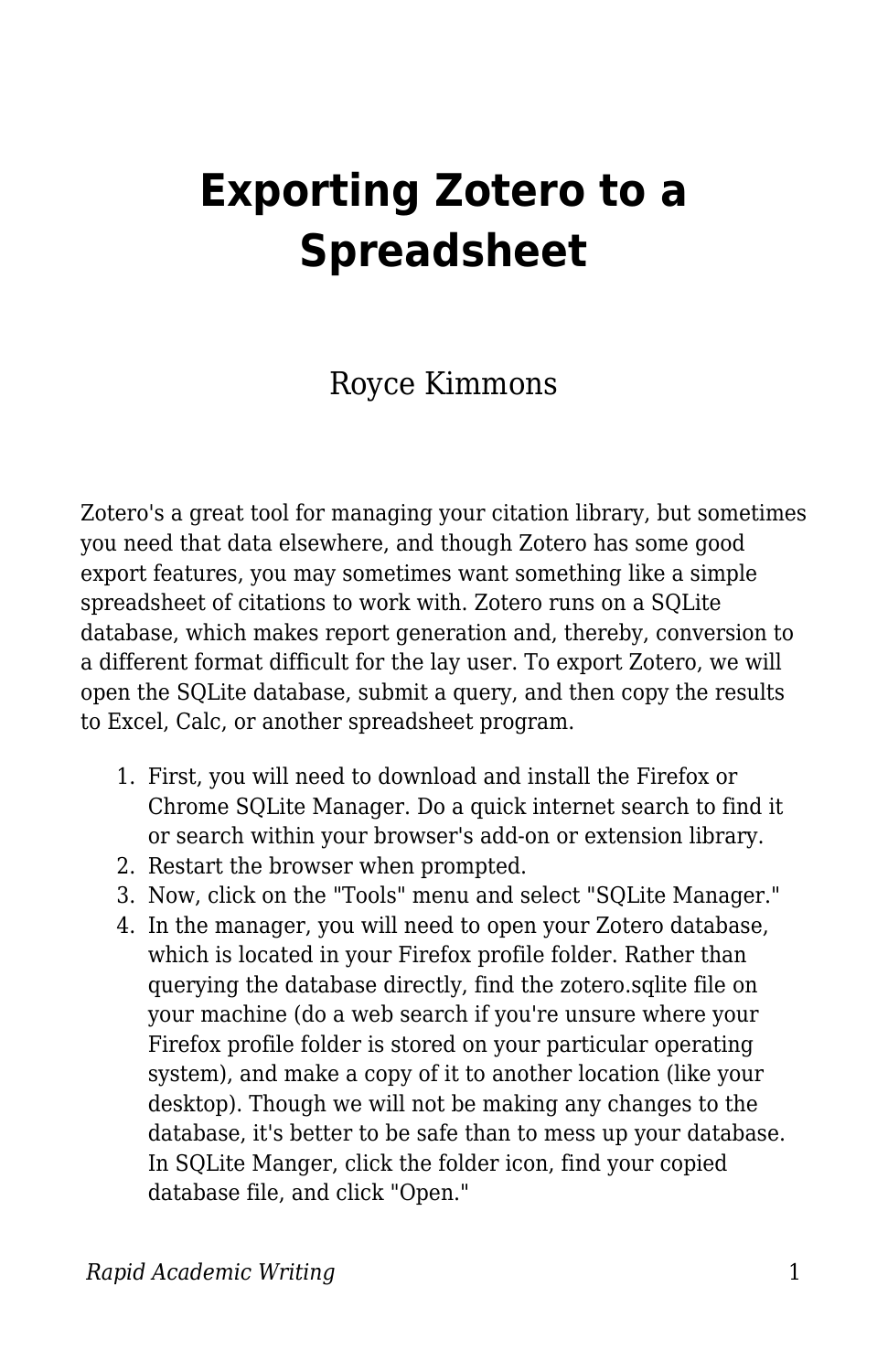# Exporting Zotero to a Spreadsheet

Royce Kimmons

Zotero's a great tool for managing your citation library, but sometimes you need that data elsewhere, and though Zotero has some good export features, you may sometimes want something like a simple spreadsheet of citations to work with. Zotero runs on a SQLite database, which makes report generation and, thereby, conversion to a different format difficult for the lay user. To export Zotero, we will open the SQLite database, submit a query, and then copy the results to Excel, Calc, or another spreadsheet program.

1. First, you will need to download and install the Firefox or Chrome SQLite Manager. Do a quick internet search to find it or search within your browser's add-on or extension library.
2. Restart the browser when prompted.
3. Now, click on the "Tools" menu and select "SQLite Manager."
4. In the manager, you will need to open your Zotero database, which is located in your Firefox profile folder. Rather than querying the database directly, find the zotero.sqlite file on your machine (do a web search if you're unsure where your Firefox profile folder is stored on your particular operating system), and make a copy of it to another location (like your desktop). Though we will not be making any changes to the database, it's better to be safe than to mess up your database. In SQLite Manger, click the folder icon, find your copied database file, and click "Open."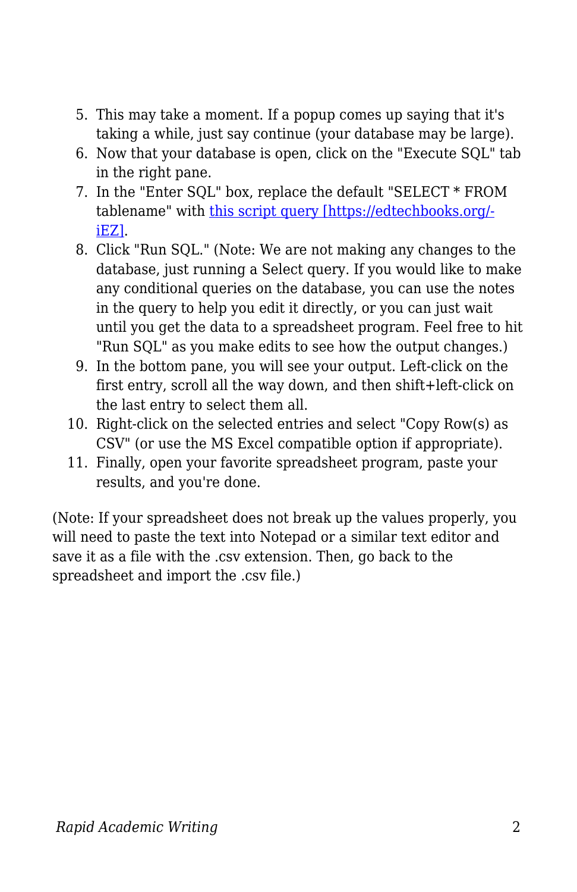5. This may take a moment. If a popup comes up saying that it's taking a while, just say continue (your database may be large).
6. Now that your database is open, click on the "Execute SQL" tab in the right pane.
7. In the "Enter SQL" box, replace the default "SELECT * FROM tablename" with [this script query [https://edtechbooks.org/-iEZ]](https://edtechbooks.org/-iEZ).
8. Click "Run SQL." (Note: We are not making any changes to the database, just running a Select query. If you would like to make any conditional queries on the database, you can use the notes in the query to help you edit it directly, or you can just wait until you get the data to a spreadsheet program. Feel free to hit "Run SQL" as you make edits to see how the output changes.)
9. In the bottom pane, you will see your output. Left-click on the first entry, scroll all the way down, and then shift+left-click on the last entry to select them all.
10. Right-click on the selected entries and select "Copy Row(s) as CSV" (or use the MS Excel compatible option if appropriate).
11. Finally, open your favorite spreadsheet program, paste your results, and you're done.

(Note: If your spreadsheet does not break up the values properly, you will need to paste the text into Notepad or a similar text editor and save it as a file with the .csv extension. Then, go back to the spreadsheet and import the .csv file.)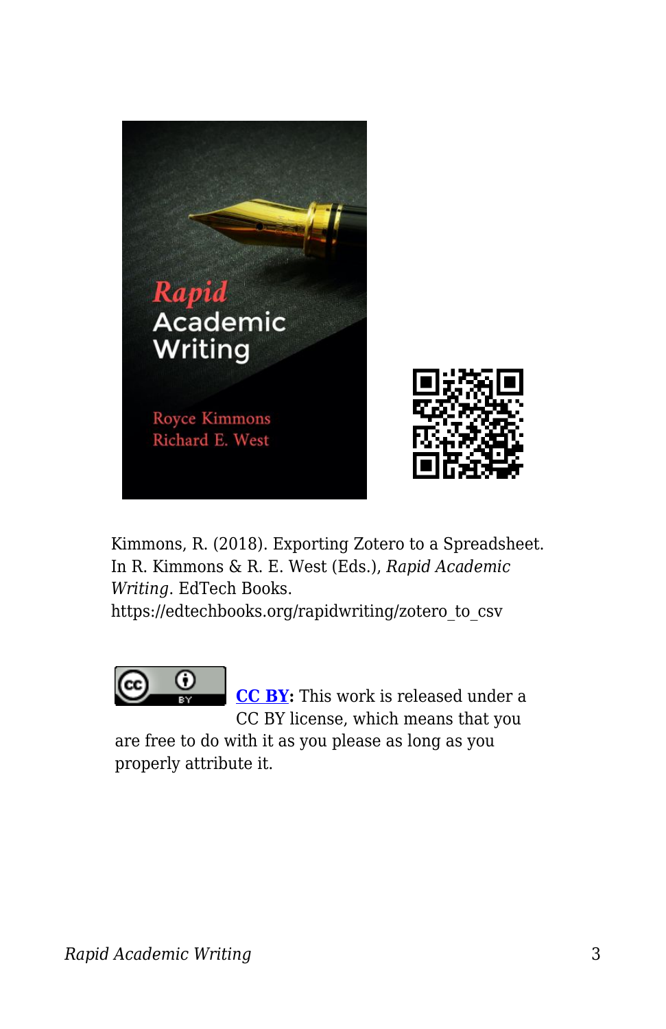Kimmons, R. (2018). Exporting Zotero to a Spreadsheet. In R. Kimmons & R. E. West (Eds.), *Rapid Academic Writing*. EdTech Books. https://edtechbooks.org/rapidwriting/zotero_to_csv

**CC BY:** This work is released under a CC BY license, which means that you are free to do with it as you please as long as you properly attribute it.